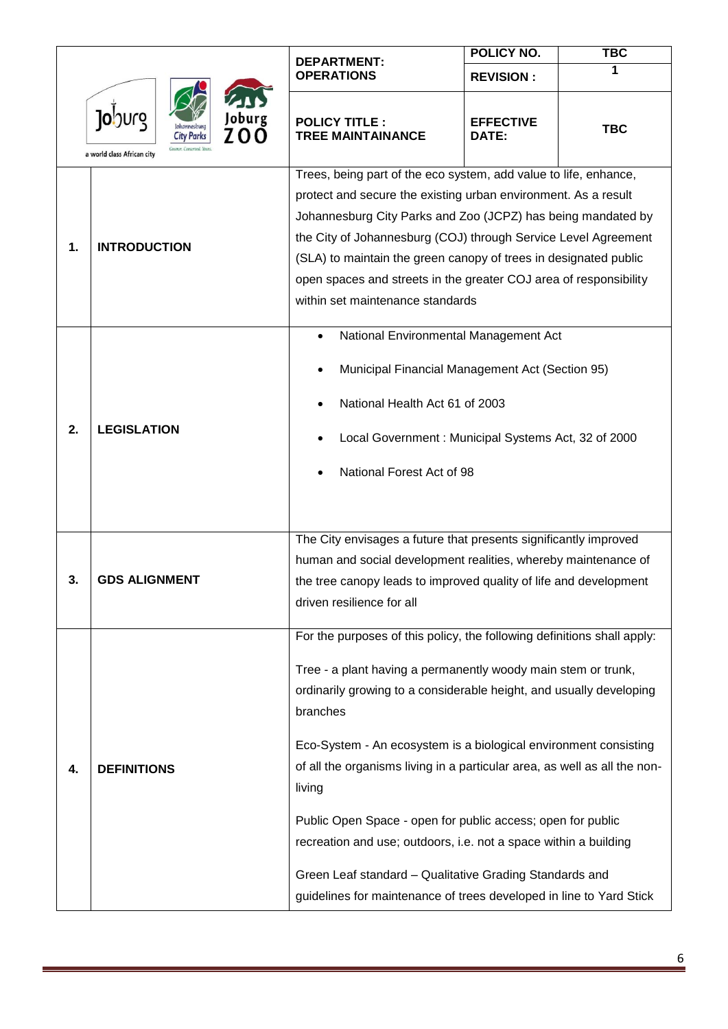| | DEPARTMENT: OPERATIONS | POLICY NO. | TBC |
|---|---|---|---|
| | | REVISION : | 1 |
| | POLICY TITLE : TREE MAINTAINANCE | EFFECTIVE DATE: | TBC |

| | | |
|---|---|---|
| 1. | INTRODUCTION | Trees, being part of the eco system, add value to life, enhance, protect and secure the existing urban environment. As a result Johannesburg City Parks and Zoo (JCPZ) has being mandated by the City of Johannesburg (COJ) through Service Level Agreement (SLA) to maintain the green canopy of trees in designated public open spaces and streets in the greater COJ area of responsibility within set maintenance standards |
| 2. | LEGISLATION | • National Environmental Management Act<br>• Municipal Financial Management Act (Section 95)<br>• National Health Act 61 of 2003<br>• Local Government : Municipal Systems Act, 32 of 2000<br>• National Forest Act of 98 |
| 3. | GDS ALIGNMENT | The City envisages a future that presents significantly improved human and social development realities, whereby maintenance of the tree canopy leads to improved quality of life and development driven resilience for all |
| 4. | DEFINITIONS | For the purposes of this policy, the following definitions shall apply:<br><br>Tree - a plant having a permanently woody main stem or trunk, ordinarily growing to a considerable height, and usually developing branches<br><br>Eco-System - An ecosystem is a biological environment consisting of all the organisms living in a particular area, as well as all the non-living<br><br>Public Open Space - open for public access; open for public recreation and use; outdoors, i.e. not a space within a building<br><br>Green Leaf standard – Qualitative Grading Standards and guidelines for maintenance of trees developed in line to Yard Stick |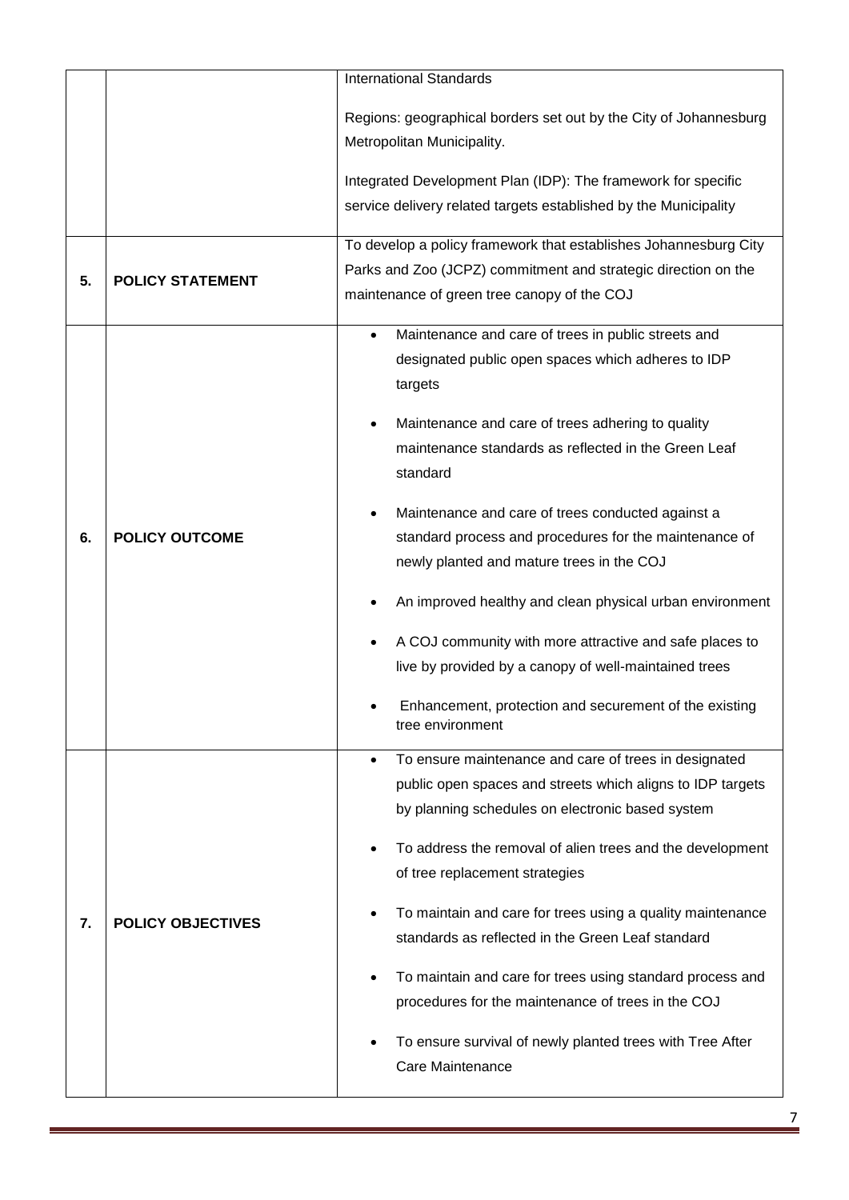|  |  |  |
|---|---|---|
|  |  | International Standards<br><br>Regions: geographical borders set out by the City of Johannesburg Metropolitan Municipality.<br><br>Integrated Development Plan (IDP): The framework for specific service delivery related targets established by the Municipality |
| **5.** | **POLICY STATEMENT** | To develop a policy framework that establishes Johannesburg City Parks and Zoo (JCPZ) commitment and strategic direction on the maintenance of green tree canopy of the COJ |
| **6.** | **POLICY OUTCOME** | • Maintenance and care of trees in public streets and designated public open spaces which adheres to IDP targets<br><br>• Maintenance and care of trees adhering to quality maintenance standards as reflected in the Green Leaf standard<br><br>• Maintenance and care of trees conducted against a standard process and procedures for the maintenance of newly planted and mature trees in the COJ<br><br>• An improved healthy and clean physical urban environment<br><br>• A COJ community with more attractive and safe places to live by provided by a canopy of well-maintained trees<br><br>• Enhancement, protection and securement of the existing tree environment |
| **7.** | **POLICY OBJECTIVES** | • To ensure maintenance and care of trees in designated public open spaces and streets which aligns to IDP targets by planning schedules on electronic based system<br><br>• To address the removal of alien trees and the development of tree replacement strategies<br><br>• To maintain and care for trees using a quality maintenance standards as reflected in the Green Leaf standard<br><br>• To maintain and care for trees using standard process and procedures for the maintenance of trees in the COJ<br><br>• To ensure survival of newly planted trees with Tree After Care Maintenance |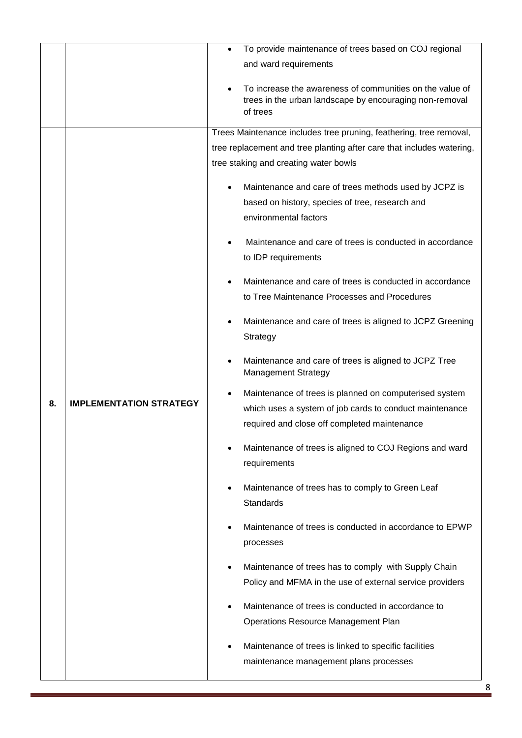| | | |
|---|---|---|
| | | • To provide maintenance of trees based on COJ regional and ward requirements<br><br>• To increase the awareness of communities on the value of trees in the urban landscape by encouraging non-removal of trees |
| 8. | **IMPLEMENTATION STRATEGY** | Trees Maintenance includes tree pruning, feathering, tree removal, tree replacement and tree planting after care that includes watering, tree staking and creating water bowls<br><br>• Maintenance and care of trees methods used by JCPZ is based on history, species of tree, research and environmental factors<br><br>• Maintenance and care of trees is conducted in accordance to IDP requirements<br><br>• Maintenance and care of trees is conducted in accordance to Tree Maintenance Processes and Procedures<br><br>• Maintenance and care of trees is aligned to JCPZ Greening Strategy<br><br>• Maintenance and care of trees is aligned to JCPZ Tree Management Strategy<br><br>• Maintenance of trees is planned on computerised system which uses a system of job cards to conduct maintenance required and close off completed maintenance<br><br>• Maintenance of trees is aligned to COJ Regions and ward requirements<br><br>• Maintenance of trees has to comply to Green Leaf Standards<br><br>• Maintenance of trees is conducted in accordance to EPWP processes<br><br>• Maintenance of trees has to comply with Supply Chain Policy and MFMA in the use of external service providers<br><br>• Maintenance of trees is conducted in accordance to Operations Resource Management Plan<br><br>• Maintenance of trees is linked to specific facilities maintenance management plans processes |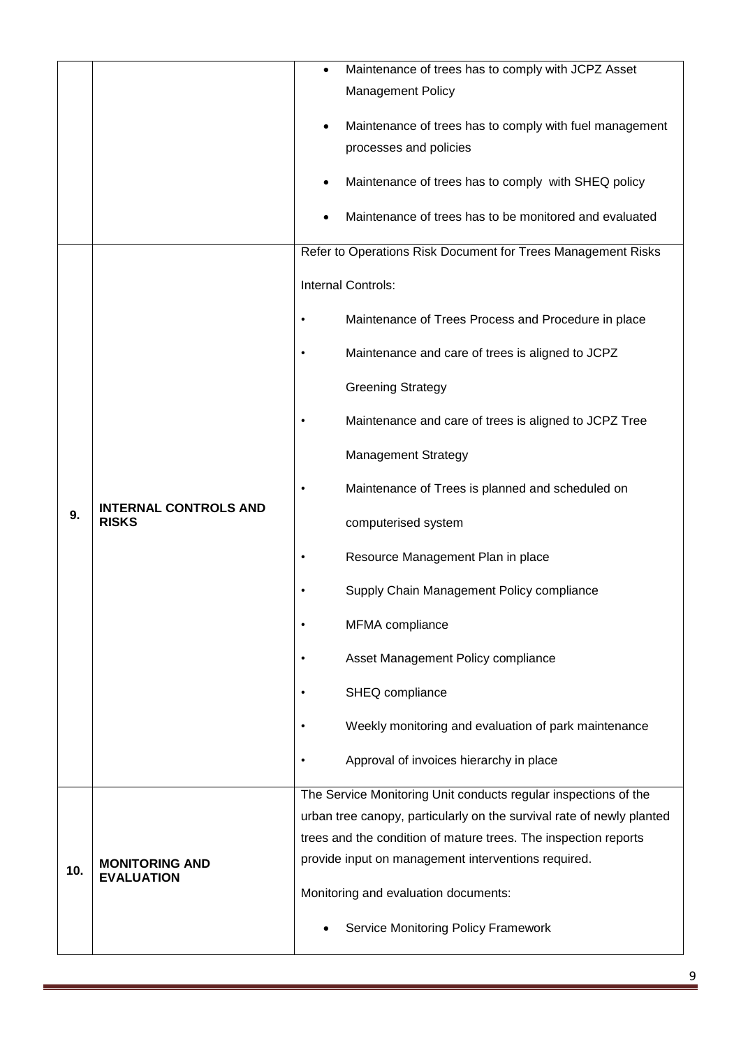| | | |
|---|---|---|
| | | • Maintenance of trees has to comply with JCPZ Asset Management Policy<br>• Maintenance of trees has to comply with fuel management processes and policies<br>• Maintenance of trees has to comply with SHEQ policy<br>• Maintenance of trees has to be monitored and evaluated |
| **9.** | **INTERNAL CONTROLS AND RISKS** | Refer to Operations Risk Document for Trees Management Risks<br><br>Internal Controls:<br>• Maintenance of Trees Process and Procedure in place<br>• Maintenance and care of trees is aligned to JCPZ Greening Strategy<br>• Maintenance and care of trees is aligned to JCPZ Tree Management Strategy<br>• Maintenance of Trees is planned and scheduled on computerised system<br>• Resource Management Plan in place<br>• Supply Chain Management Policy compliance<br>• MFMA compliance<br>• Asset Management Policy compliance<br>• SHEQ compliance<br>• Weekly monitoring and evaluation of park maintenance<br>• Approval of invoices hierarchy in place |
| **10.** | **MONITORING AND EVALUATION** | The Service Monitoring Unit conducts regular inspections of the urban tree canopy, particularly on the survival rate of newly planted trees and the condition of mature trees. The inspection reports provide input on management interventions required.<br><br>Monitoring and evaluation documents:<br>• Service Monitoring Policy Framework |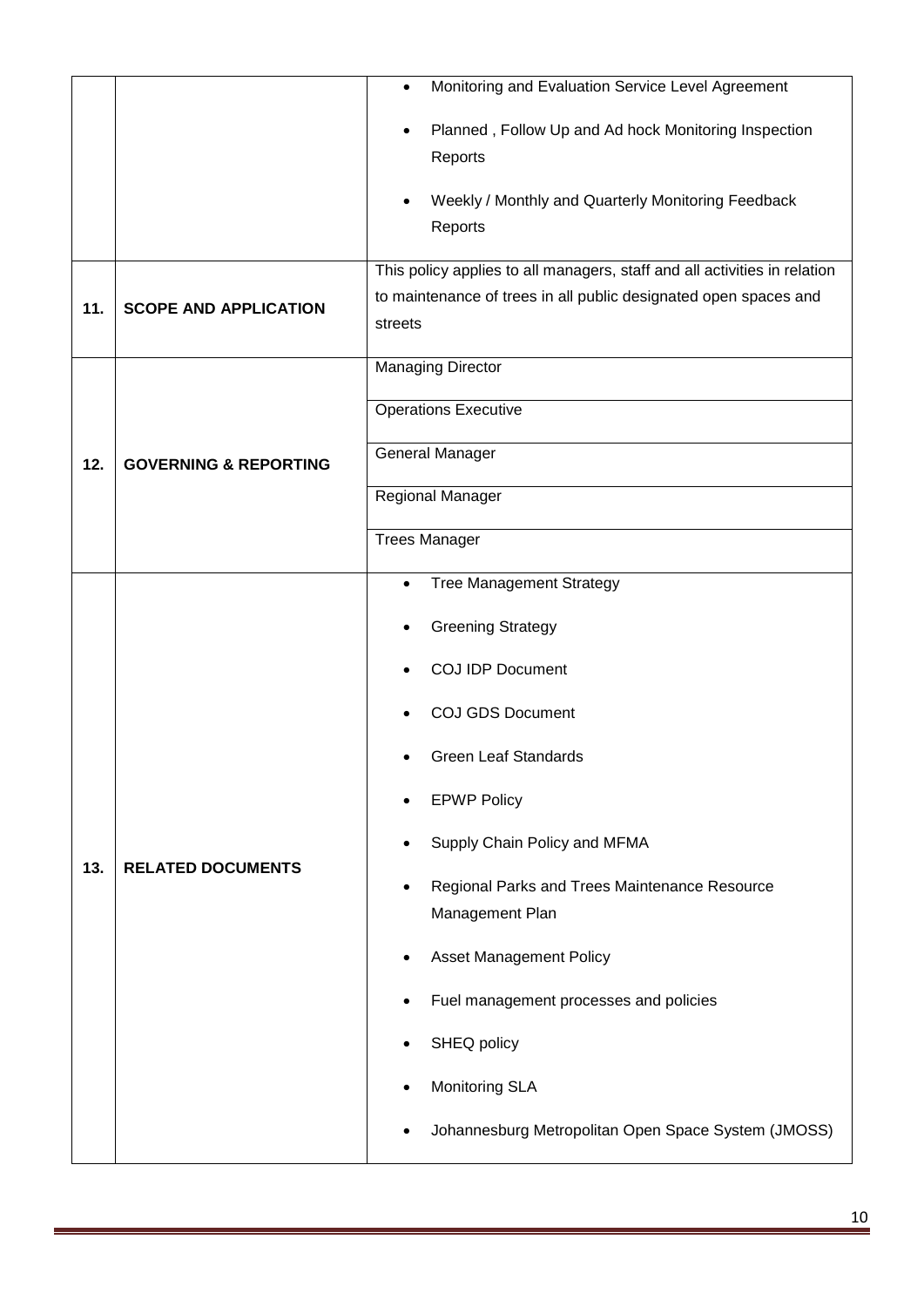|  |  |  |
|---|---|---|
|  |  | • Monitoring and Evaluation Service Level Agreement<br>• Planned , Follow Up and Ad hock Monitoring Inspection Reports<br>• Weekly / Monthly and Quarterly Monitoring Feedback Reports |
| 11. | **SCOPE AND APPLICATION** | This policy applies to all managers, staff and all activities in relation to maintenance of trees in all public designated open spaces and streets |
| 12. | **GOVERNING & REPORTING** | Managing Director<br>Operations Executive<br>General Manager<br>Regional Manager<br>Trees Manager |
| 13. | **RELATED DOCUMENTS** | • Tree Management Strategy<br>• Greening Strategy<br>• COJ IDP Document<br>• COJ GDS Document<br>• Green Leaf Standards<br>• EPWP Policy<br>• Supply Chain Policy and MFMA<br>• Regional Parks and Trees Maintenance Resource Management Plan<br>• Asset Management Policy<br>• Fuel management processes and policies<br>• SHEQ policy<br>• Monitoring SLA<br>• Johannesburg Metropolitan Open Space System (JMOSS) |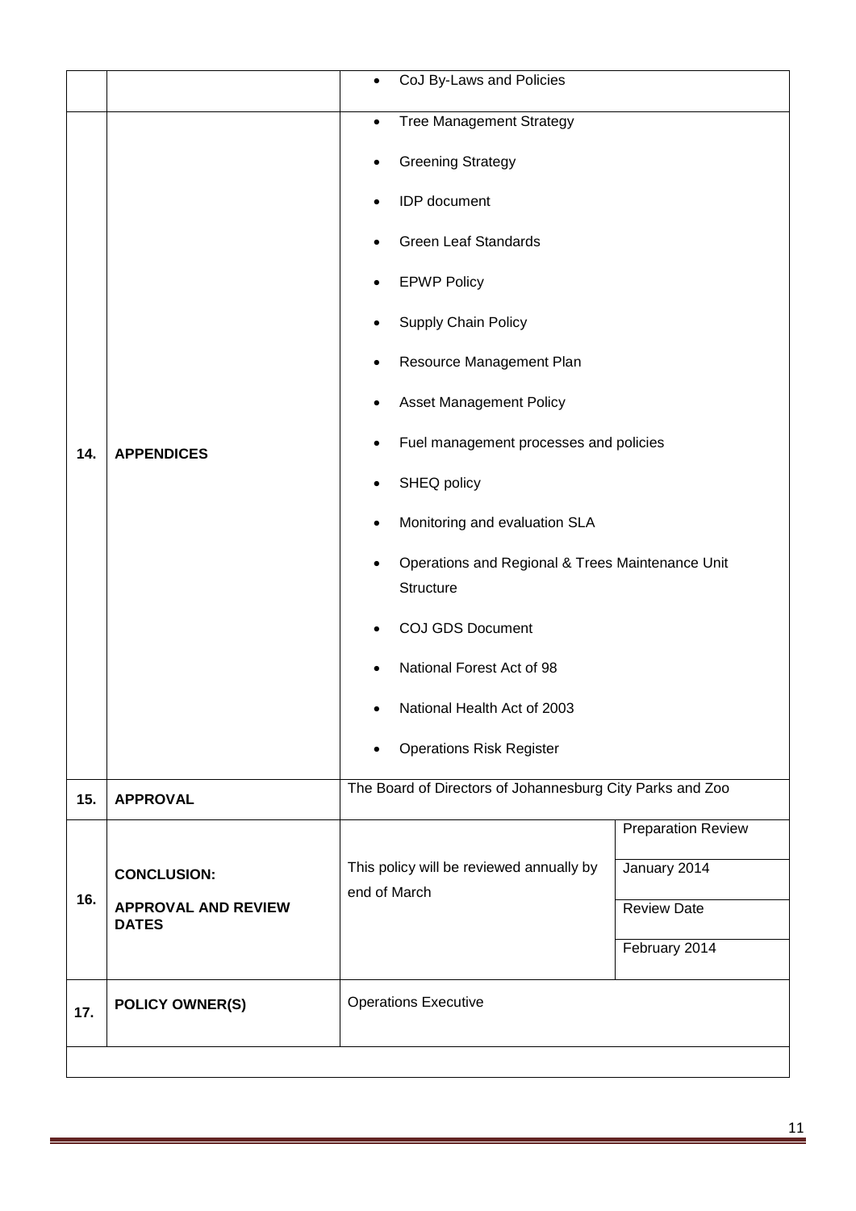| | | | |
|---|---|---|---|
| | | • CoJ By-Laws and Policies | |
| 14. | **APPENDICES** | • Tree Management Strategy<br>• Greening Strategy<br>• IDP document<br>• Green Leaf Standards<br>• EPWP Policy<br>• Supply Chain Policy<br>• Resource Management Plan<br>• Asset Management Policy<br>• Fuel management processes and policies<br>• SHEQ policy<br>• Monitoring and evaluation SLA<br>• Operations and Regional & Trees Maintenance Unit Structure<br>• COJ GDS Document<br>• National Forest Act of 98<br>• National Health Act of 2003<br>• Operations Risk Register | |
| 15. | **APPROVAL** | The Board of Directors of Johannesburg City Parks and Zoo | |
| 16. | **CONCLUSION:**<br><br>**APPROVAL AND REVIEW DATES** | This policy will be reviewed annually by end of March | Preparation Review<br>January 2014<br>Review Date<br>February 2014 |
| 17. | **POLICY OWNER(S)** | Operations Executive | |